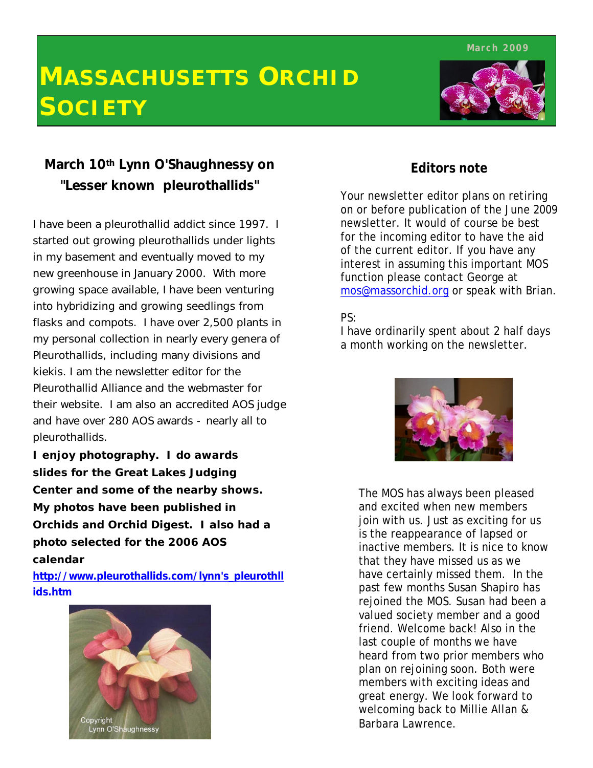March 2009

# MASSACHUSETTS ORCHID SOCIETY

## March 10th Lynn O'Shaughnessy on "Lesser known pleurothallids"

I have been a pleurothallid addict since 1997. I started out growing pleurothallids under lights in my basement and eventually moved to my new greenhouse in January 2000. With more growing space available, I have been venturing into hybridizing and growing seedlings from flasks and compots. I have over 2,500 plants in my personal collection in nearly every genera of Pleurothallids, including many divisions and kiekis. I am the newsletter editor for the Pleurothallid Alliance and the webmaster for their website. I am also an accredited AOS judge and have over 280 AOS awards - nearly all to pleurothallids.

**I enjoy photography. I do awards slides for the Great Lakes Judging Center and some of the nearby shows. My photos have been published in Orchids and Orchid Digest. I also had a photo selected for the 2006 AOS calendar**

**http://www.pleurothallids.com/lynn's_pleurothllids.htm**

Copyright Lynn O'Shaughnessy

## Editors note

Your newsletter editor plans on retiring on or before publication of the June 2009 newsletter. It would of course be best for the incoming editor to have the aid of the current editor. If you have any interest in assuming this important MOS function please contact George at mos@massorchid.org or speak with Brian.

PS:
I have ordinarily spent about 2 half days a month working on the newsletter.

The MOS has always been pleased and excited when new members join with us. Just as exciting for us is the reappearance of lapsed or inactive members. It is nice to know that they have missed us as we have certainly missed them. In the past few months Susan Shapiro has rejoined the MOS. Susan had been a valued society member and a good friend. Welcome back! Also in the last couple of months we have heard from two prior members who plan on rejoining soon. Both were members with exciting ideas and great energy. We look forward to welcoming back to Millie Allan & Barbara Lawrence.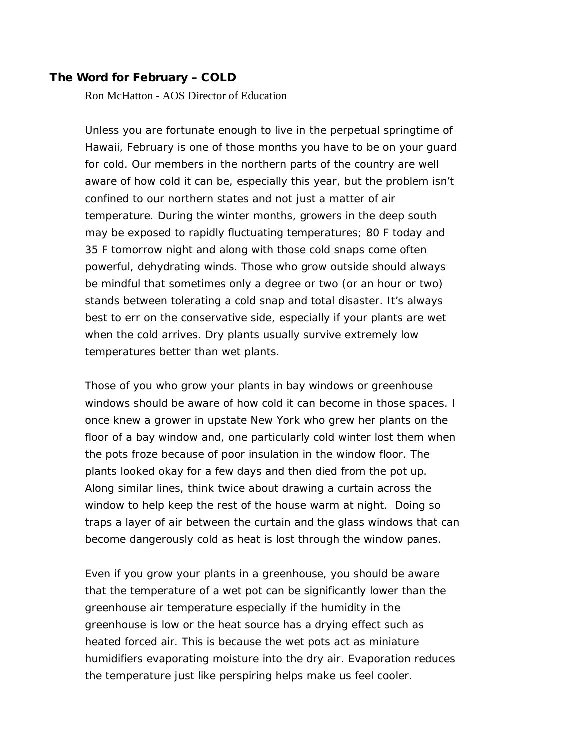## The Word for February – COLD

Ron McHatton - AOS Director of Education

Unless you are fortunate enough to live in the perpetual springtime of Hawaii, February is one of those months you have to be on your guard for cold. Our members in the northern parts of the country are well aware of how cold it can be, especially this year, but the problem isn't confined to our northern states and not just a matter of air temperature. During the winter months, growers in the deep south may be exposed to rapidly fluctuating temperatures; 80 F today and 35 F tomorrow night and along with those cold snaps come often powerful, dehydrating winds. Those who grow outside should always be mindful that sometimes only a degree or two (or an hour or two) stands between tolerating a cold snap and total disaster. It's always best to err on the conservative side, especially if your plants are wet when the cold arrives. Dry plants usually survive extremely low temperatures better than wet plants.

Those of you who grow your plants in bay windows or greenhouse windows should be aware of how cold it can become in those spaces. I once knew a grower in upstate New York who grew her plants on the floor of a bay window and, one particularly cold winter lost them when the pots froze because of poor insulation in the window floor. The plants looked okay for a few days and then died from the pot up. Along similar lines, think twice about drawing a curtain across the window to help keep the rest of the house warm at night. Doing so traps a layer of air between the curtain and the glass windows that can become dangerously cold as heat is lost through the window panes.

Even if you grow your plants in a greenhouse, you should be aware that the temperature of a wet pot can be significantly lower than the greenhouse air temperature especially if the humidity in the greenhouse is low or the heat source has a drying effect such as heated forced air. This is because the wet pots act as miniature humidifiers evaporating moisture into the dry air. Evaporation reduces the temperature just like perspiring helps make us feel cooler.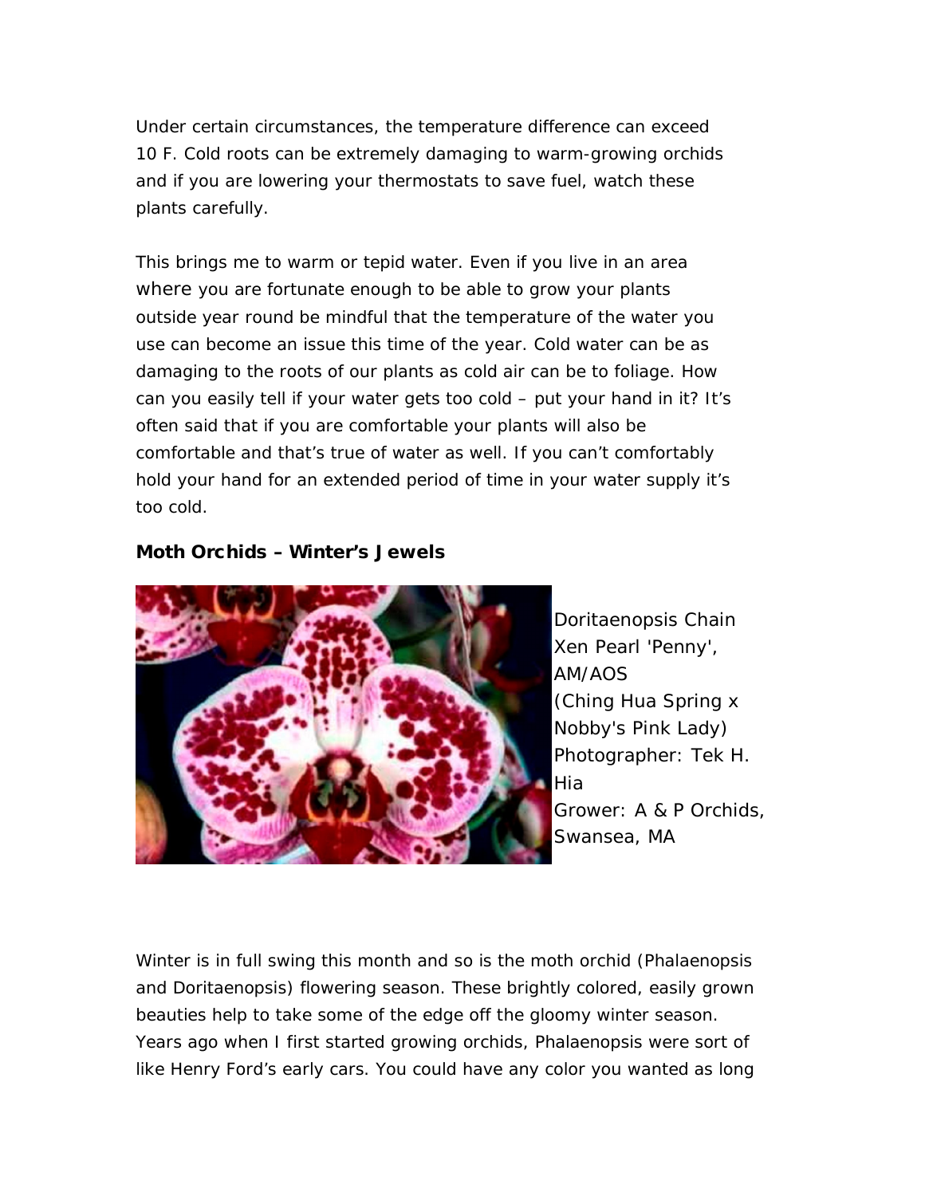Under certain circumstances, the temperature difference can exceed 10 F. Cold roots can be extremely damaging to warm-growing orchids and if you are lowering your thermostats to save fuel, watch these plants carefully.

This brings me to warm or tepid water. Even if you live in an area where you are fortunate enough to be able to grow your plants outside year round be mindful that the temperature of the water you use can become an issue this time of the year. Cold water can be as damaging to the roots of our plants as cold air can be to foliage. How can you easily tell if your water gets too cold – put your hand in it? It's often said that if you are comfortable your plants will also be comfortable and that's true of water as well. If you can't comfortably hold your hand for an extended period of time in your water supply it's too cold.

**Moth Orchids – Winter's Jewels**

Doritaenopsis Chain Xen Pearl 'Penny', AM/AOS (Ching Hua Spring x Nobby's Pink Lady) Photographer: Tek H. Hia Grower: A & P Orchids, Swansea, MA

Winter is in full swing this month and so is the moth orchid (Phalaenopsis and Doritaenopsis) flowering season. These brightly colored, easily grown beauties help to take some of the edge off the gloomy winter season. Years ago when I first started growing orchids, Phalaenopsis were sort of like Henry Ford's early cars. You could have any color you wanted as long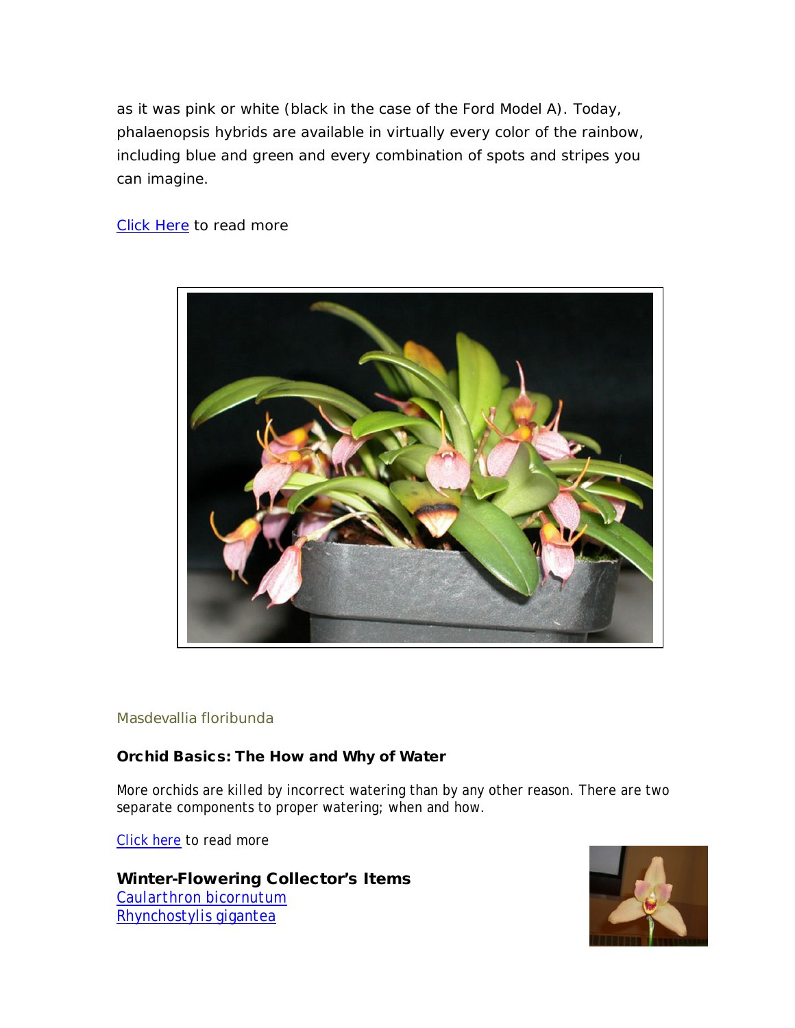as it was pink or white (black in the case of the Ford Model A). Today, phalaenopsis hybrids are available in virtually every color of the rainbow, including blue and green and every combination of spots and stripes you can imagine.

Click Here to read more

Masdevallia floribunda

**Orchid Basics: The How and Why of Water**

More orchids are killed by incorrect watering than by any other reason. There are two separate components to proper watering; when and how.

Click here to read more

**Winter-Flowering Collector's Items**

Caularthron bicornutum
Rhynchostylis gigantea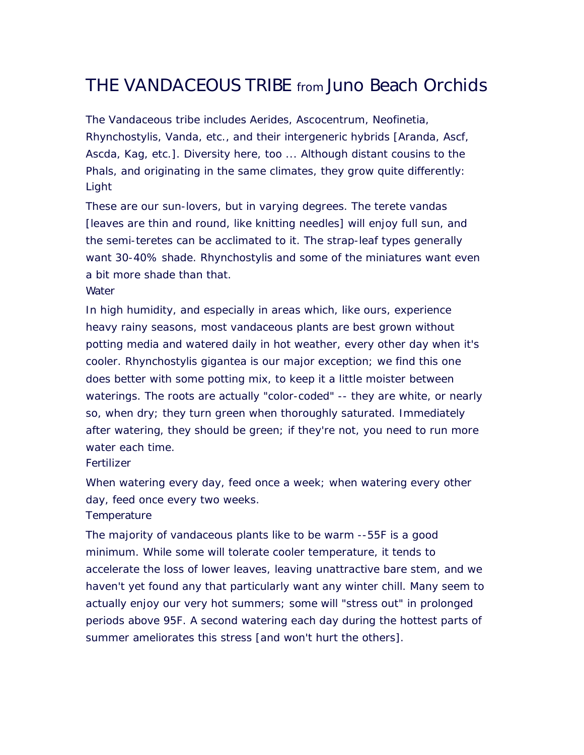# THE VANDACEOUS TRIBE from Juno Beach Orchids

The Vandaceous tribe includes Aerides, Ascocentrum, Neofinetia, Rhynchostylis, Vanda, etc., and their intergeneric hybrids [Aranda, Ascf, Ascda, Kag, etc.]. Diversity here, too ... Although distant cousins to the Phals, and originating in the same climates, they grow quite differently:

## Light

These are our sun-lovers, but in varying degrees. The terete vandas [leaves are thin and round, like knitting needles] will enjoy full sun, and the semi-teretes can be acclimated to it. The strap-leaf types generally want 30-40% shade. Rhynchostylis and some of the miniatures want even a bit more shade than that.

## Water

In high humidity, and especially in areas which, like ours, experience heavy rainy seasons, most vandaceous plants are best grown without potting media and watered daily in hot weather, every other day when it's cooler. Rhynchostylis gigantea is our major exception; we find this one does better with some potting mix, to keep it a little moister between waterings. The roots are actually "color-coded" -- they are white, or nearly so, when dry; they turn green when thoroughly saturated. Immediately after watering, they should be green; if they're not, you need to run more water each time.

## Fertilizer

When watering every day, feed once a week; when watering every other day, feed once every two weeks.

## Temperature

The majority of vandaceous plants like to be warm --55F is a good minimum. While some will tolerate cooler temperature, it tends to accelerate the loss of lower leaves, leaving unattractive bare stem, and we haven't yet found any that particularly want any winter chill. Many seem to actually enjoy our very hot summers; some will "stress out" in prolonged periods above 95F. A second watering each day during the hottest parts of summer ameliorates this stress [and won't hurt the others].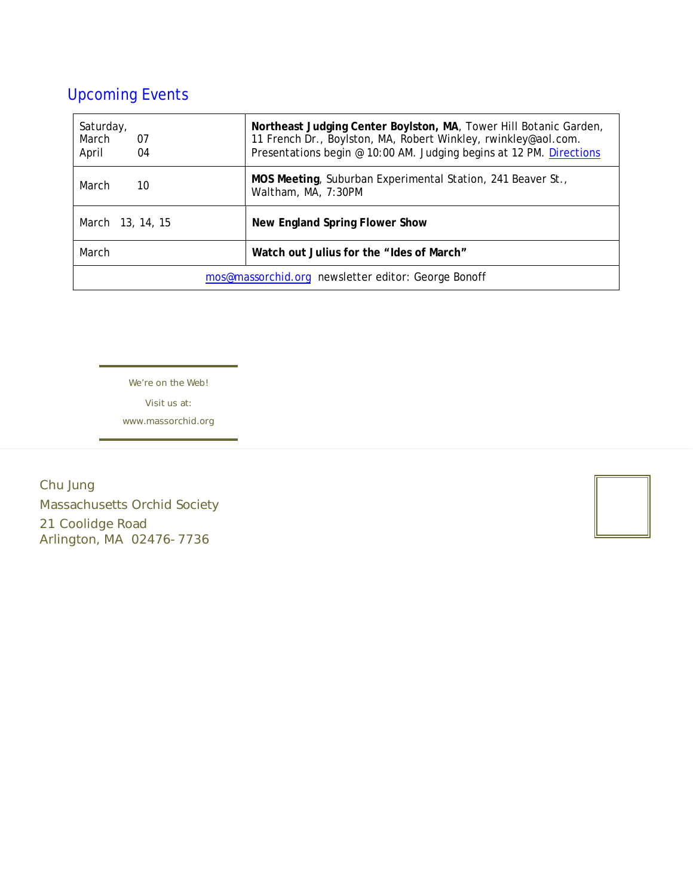## Upcoming Events

| | |
|---|---|
| Saturday, March 07 April 04 | **Northeast Judging Center Boylston, MA**, Tower Hill Botanic Garden, 11 French Dr., Boylston, MA, Robert Winkley, rwinkley@aol.com. Presentations begin @ 10:00 AM. Judging begins at 12 PM. Directions |
| March 10 | **MOS Meeting**, Suburban Experimental Station, 241 Beaver St., Waltham, MA, 7:30PM |
| March 13, 14, 15 | **New England Spring Flower Show** |
| March | **Watch out Julius for the "Ides of March"** |
| mos@massorchid.org newsletter editor: George Bonoff | |

We're on the Web!

Visit us at:

www.massorchid.org

Chu Jung
Massachusetts Orchid Society
21 Coolidge Road
Arlington, MA 02476-7736